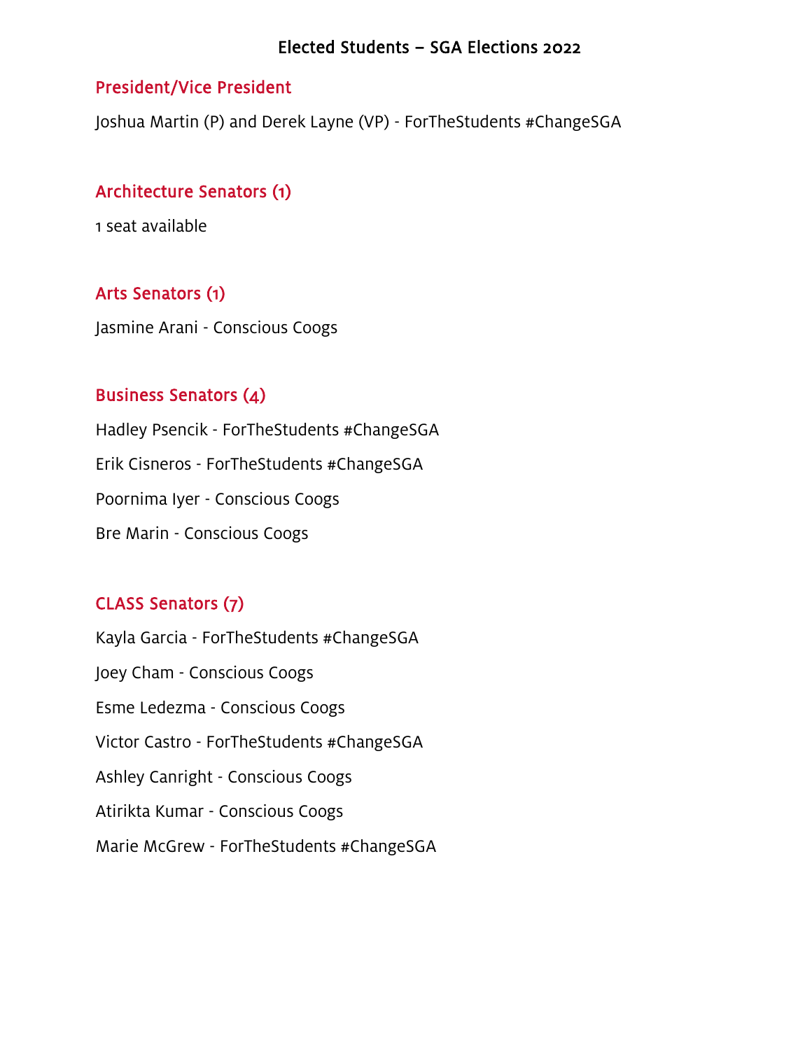# Elected Students – SGA Elections 2022

## President/Vice President

Joshua Martin (P) and Derek Layne (VP) - ForTheStudents #ChangeSGA

## Architecture Senators (1)

1 seat available

## Arts Senators (1)

Jasmine Arani - Conscious Coogs

## Business Senators (4)

Hadley Psencik - ForTheStudents #ChangeSGA

Erik Cisneros - ForTheStudents #ChangeSGA

Poornima Iyer - Conscious Coogs

Bre Marin - Conscious Coogs

## CLASS Senators (7)

Kayla Garcia - ForTheStudents #ChangeSGA

Joey Cham - Conscious Coogs

Esme Ledezma - Conscious Coogs

Victor Castro - ForTheStudents #ChangeSGA

Ashley Canright - Conscious Coogs

Atirikta Kumar - Conscious Coogs

Marie McGrew - ForTheStudents #ChangeSGA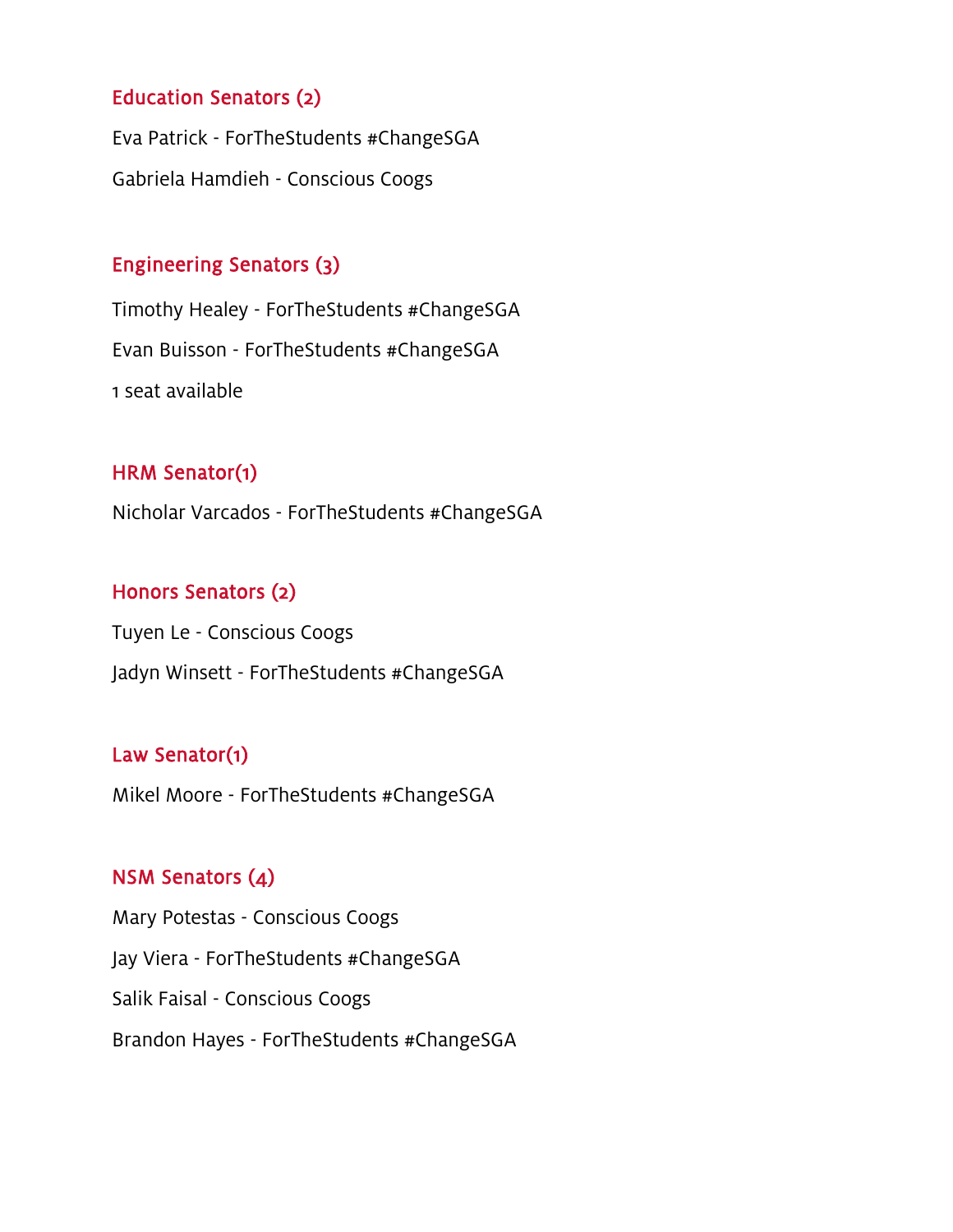### Education Senators (2)

Eva Patrick - ForTheStudents #ChangeSGA

Gabriela Hamdieh - Conscious Coogs

### Engineering Senators (3)

Timothy Healey - ForTheStudents #ChangeSGA

Evan Buisson - ForTheStudents #ChangeSGA

1 seat available

### HRM Senator(1)

Nicholar Varcados - ForTheStudents #ChangeSGA

### Honors Senators (2)

Tuyen Le - Conscious Coogs

Jadyn Winsett - ForTheStudents #ChangeSGA

### Law Senator(1)

Mikel Moore - ForTheStudents #ChangeSGA

### NSM Senators (4)

Mary Potestas - Conscious Coogs

Jay Viera - ForTheStudents #ChangeSGA

Salik Faisal - Conscious Coogs

Brandon Hayes - ForTheStudents #ChangeSGA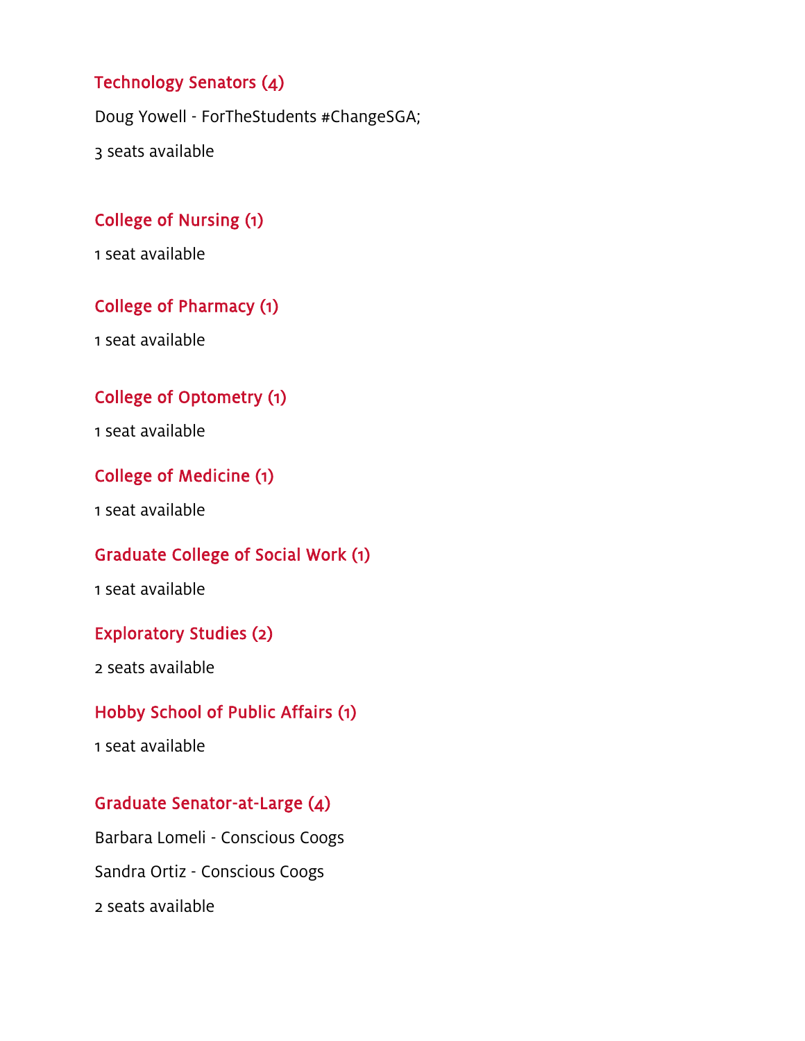### Technology Senators (4)

Doug Yowell - ForTheStudents #ChangeSGA;

3 seats available

### College of Nursing (1)

1 seat available

### College of Pharmacy (1)

1 seat available

### College of Optometry (1)

1 seat available

### College of Medicine (1)

1 seat available

### Graduate College of Social Work (1)

1 seat available

### Exploratory Studies (2)

2 seats available

### Hobby School of Public Affairs (1)

1 seat available

### Graduate Senator-at-Large (4)

Barbara Lomeli - Conscious Coogs

Sandra Ortiz - Conscious Coogs

2 seats available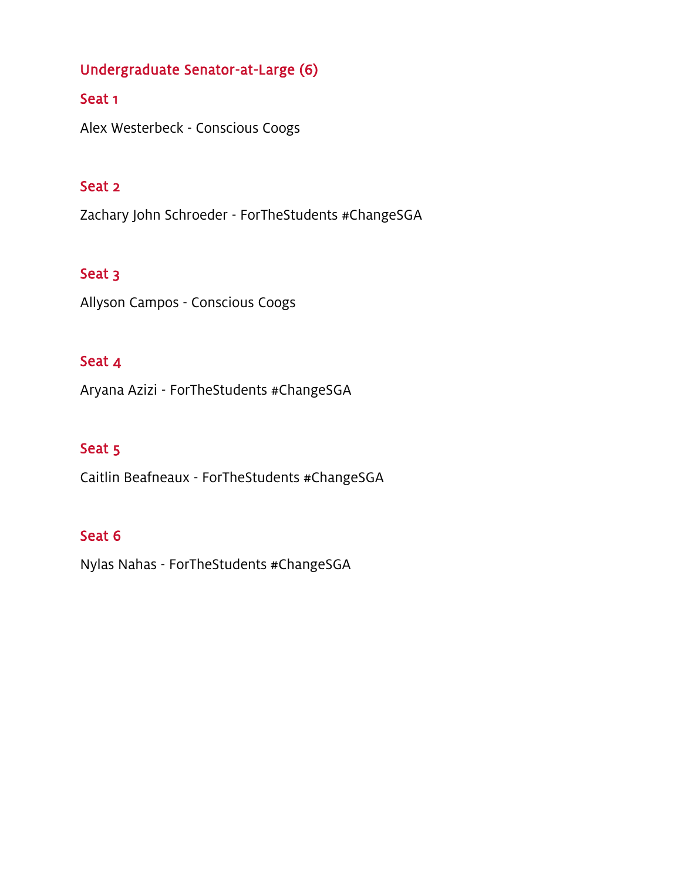## Undergraduate Senator-at-Large (6)

### Seat 1

Alex Westerbeck - Conscious Coogs

### Seat 2

Zachary John Schroeder - ForTheStudents #ChangeSGA

### Seat 3

Allyson Campos - Conscious Coogs

### Seat 4

Aryana Azizi - ForTheStudents #ChangeSGA

### Seat 5

Caitlin Beafneaux - ForTheStudents #ChangeSGA

### Seat 6

Nylas Nahas - ForTheStudents #ChangeSGA